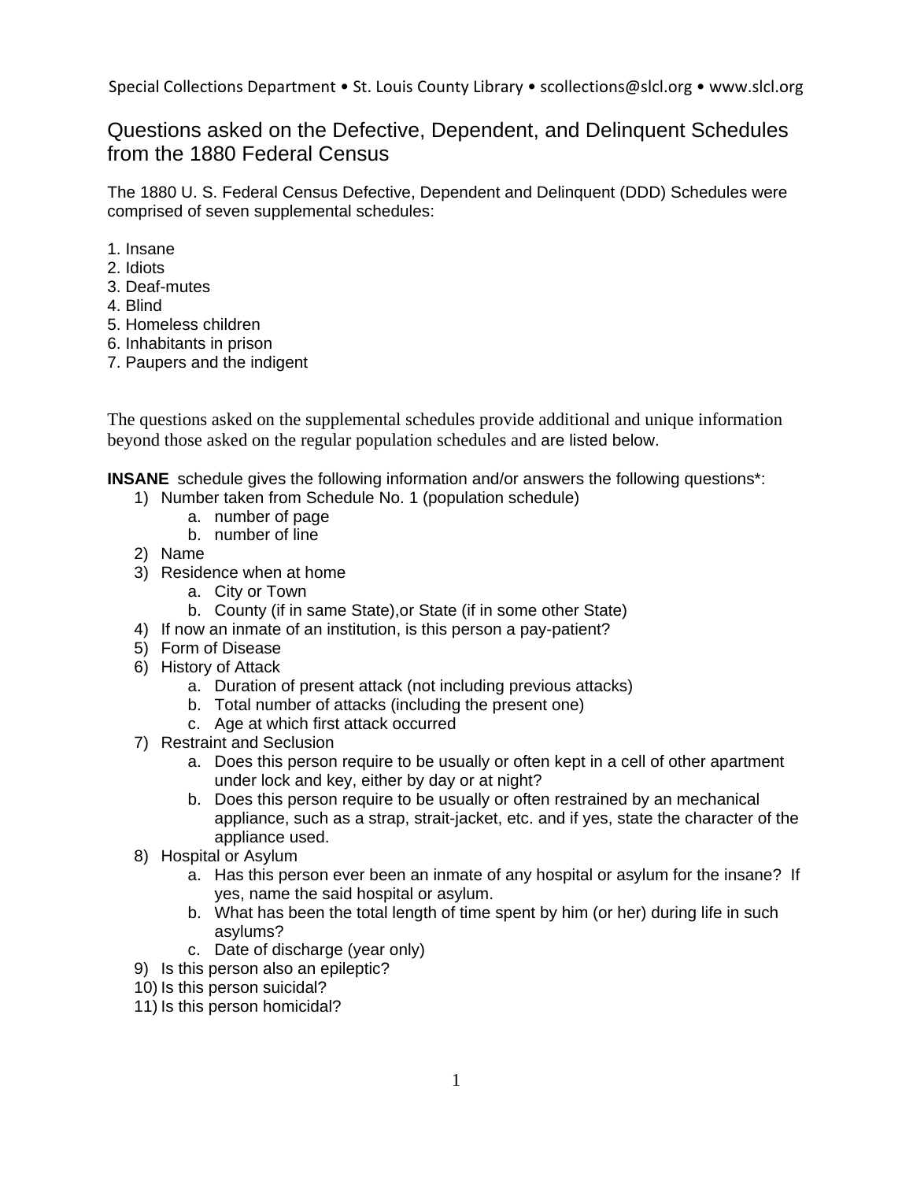# Questions asked on the Defective, Dependent, and Delinquent Schedules from the 1880 Federal Census

The 1880 U. S. Federal Census Defective, Dependent and Delinquent (DDD) Schedules were comprised of seven supplemental schedules:

1. Insane
2. Idiots
3. Deaf-mutes
4. Blind
5. Homeless children
6. Inhabitants in prison
7. Paupers and the indigent

The questions asked on the supplemental schedules provide additional and unique information beyond those asked on the regular population schedules and are listed below.

**INSANE** schedule gives the following information and/or answers the following questions*:

1) Number taken from Schedule No. 1 (population schedule)
    a. number of page
    b. number of line
2) Name
3) Residence when at home
    a. City or Town
    b. County (if in same State),or State (if in some other State)
4) If now an inmate of an institution, is this person a pay-patient?
5) Form of Disease
6) History of Attack
    a. Duration of present attack (not including previous attacks)
    b. Total number of attacks (including the present one)
    c. Age at which first attack occurred
7) Restraint and Seclusion
    a. Does this person require to be usually or often kept in a cell of other apartment under lock and key, either by day or at night?
    b. Does this person require to be usually or often restrained by an mechanical appliance, such as a strap, strait-jacket, etc. and if yes, state the character of the appliance used.
8) Hospital or Asylum
    a. Has this person ever been an inmate of any hospital or asylum for the insane? If yes, name the said hospital or asylum.
    b. What has been the total length of time spent by him (or her) during life in such asylums?
    c. Date of discharge (year only)
9) Is this person also an epileptic?
10) Is this person suicidal?
11) Is this person homicidal?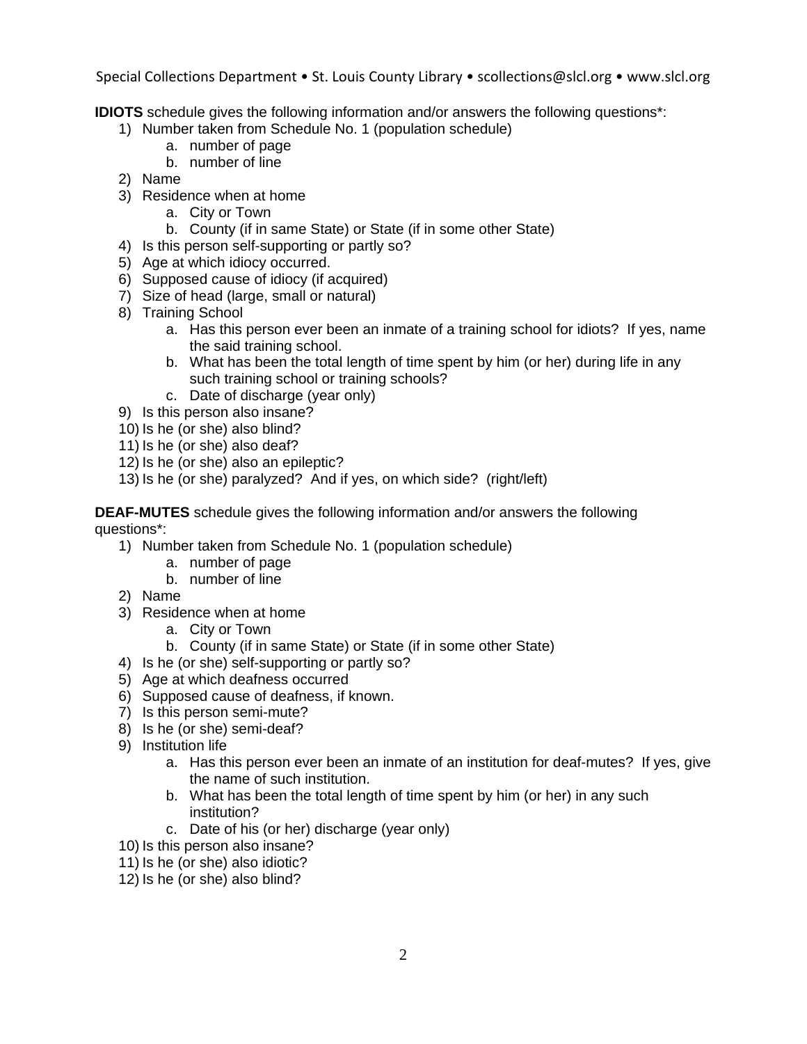**IDIOTS** schedule gives the following information and/or answers the following questions*:

1) Number taken from Schedule No. 1 (population schedule)
    a. number of page
    b. number of line
2) Name
3) Residence when at home
    a. City or Town
    b. County (if in same State) or State (if in some other State)
4) Is this person self-supporting or partly so?
5) Age at which idiocy occurred.
6) Supposed cause of idiocy (if acquired)
7) Size of head (large, small or natural)
8) Training School
    a. Has this person ever been an inmate of a training school for idiots? If yes, name the said training school.
    b. What has been the total length of time spent by him (or her) during life in any such training school or training schools?
    c. Date of discharge (year only)
9) Is this person also insane?
10) Is he (or she) also blind?
11) Is he (or she) also deaf?
12) Is he (or she) also an epileptic?
13) Is he (or she) paralyzed? And if yes, on which side? (right/left)

**DEAF-MUTES** schedule gives the following information and/or answers the following questions*:

1) Number taken from Schedule No. 1 (population schedule)
    a. number of page
    b. number of line
2) Name
3) Residence when at home
    a. City or Town
    b. County (if in same State) or State (if in some other State)
4) Is he (or she) self-supporting or partly so?
5) Age at which deafness occurred
6) Supposed cause of deafness, if known.
7) Is this person semi-mute?
8) Is he (or she) semi-deaf?
9) Institution life
    a. Has this person ever been an inmate of an institution for deaf-mutes? If yes, give the name of such institution.
    b. What has been the total length of time spent by him (or her) in any such institution?
    c. Date of his (or her) discharge (year only)
10) Is this person also insane?
11) Is he (or she) also idiotic?
12) Is he (or she) also blind?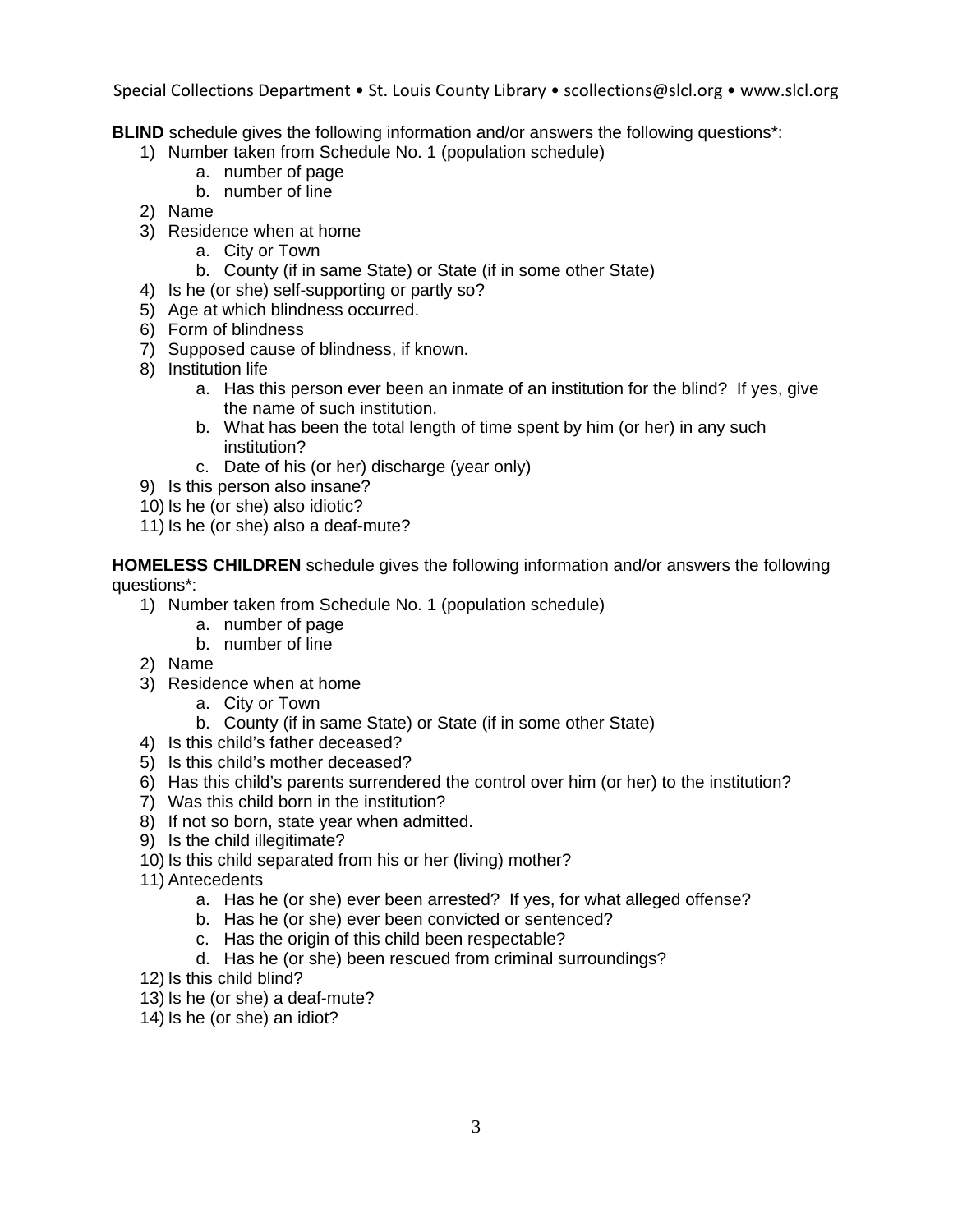**BLIND** schedule gives the following information and/or answers the following questions*:

1) Number taken from Schedule No. 1 (population schedule)
    a. number of page
    b. number of line
2) Name
3) Residence when at home
    a. City or Town
    b. County (if in same State) or State (if in some other State)
4) Is he (or she) self-supporting or partly so?
5) Age at which blindness occurred.
6) Form of blindness
7) Supposed cause of blindness, if known.
8) Institution life
    a. Has this person ever been an inmate of an institution for the blind? If yes, give the name of such institution.
    b. What has been the total length of time spent by him (or her) in any such institution?
    c. Date of his (or her) discharge (year only)
9) Is this person also insane?
10) Is he (or she) also idiotic?
11) Is he (or she) also a deaf-mute?

**HOMELESS CHILDREN** schedule gives the following information and/or answers the following questions*:

1) Number taken from Schedule No. 1 (population schedule)
    a. number of page
    b. number of line
2) Name
3) Residence when at home
    a. City or Town
    b. County (if in same State) or State (if in some other State)
4) Is this child's father deceased?
5) Is this child's mother deceased?
6) Has this child's parents surrendered the control over him (or her) to the institution?
7) Was this child born in the institution?
8) If not so born, state year when admitted.
9) Is the child illegitimate?
10) Is this child separated from his or her (living) mother?
11) Antecedents
    a. Has he (or she) ever been arrested? If yes, for what alleged offense?
    b. Has he (or she) ever been convicted or sentenced?
    c. Has the origin of this child been respectable?
    d. Has he (or she) been rescued from criminal surroundings?
12) Is this child blind?
13) Is he (or she) a deaf-mute?
14) Is he (or she) an idiot?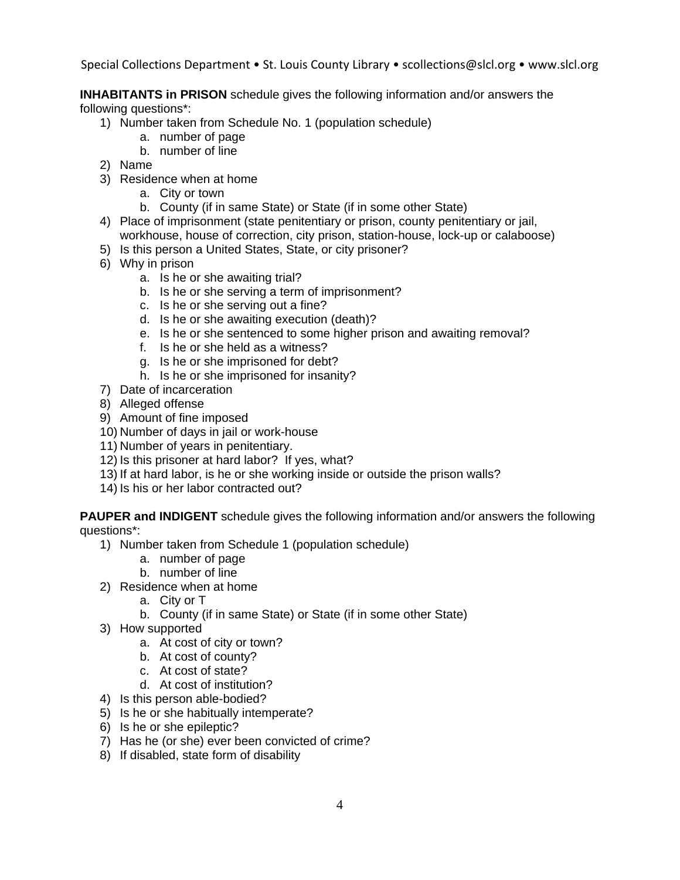**INHABITANTS in PRISON** schedule gives the following information and/or answers the following questions*:

1) Number taken from Schedule No. 1 (population schedule)
    a. number of page
    b. number of line
2) Name
3) Residence when at home
    a. City or town
    b. County (if in same State) or State (if in some other State)
4) Place of imprisonment (state penitentiary or prison, county penitentiary or jail, workhouse, house of correction, city prison, station-house, lock-up or calaboose)
5) Is this person a United States, State, or city prisoner?
6) Why in prison
    a. Is he or she awaiting trial?
    b. Is he or she serving a term of imprisonment?
    c. Is he or she serving out a fine?
    d. Is he or she awaiting execution (death)?
    e. Is he or she sentenced to some higher prison and awaiting removal?
    f. Is he or she held as a witness?
    g. Is he or she imprisoned for debt?
    h. Is he or she imprisoned for insanity?
7) Date of incarceration
8) Alleged offense
9) Amount of fine imposed
10) Number of days in jail or work-house
11) Number of years in penitentiary.
12) Is this prisoner at hard labor? If yes, what?
13) If at hard labor, is he or she working inside or outside the prison walls?
14) Is his or her labor contracted out?

**PAUPER and INDIGENT** schedule gives the following information and/or answers the following questions*:

1) Number taken from Schedule 1 (population schedule)
    a. number of page
    b. number of line
2) Residence when at home
    a. City or T
    b. County (if in same State) or State (if in some other State)
3) How supported
    a. At cost of city or town?
    b. At cost of county?
    c. At cost of state?
    d. At cost of institution?
4) Is this person able-bodied?
5) Is he or she habitually intemperate?
6) Is he or she epileptic?
7) Has he (or she) ever been convicted of crime?
8) If disabled, state form of disability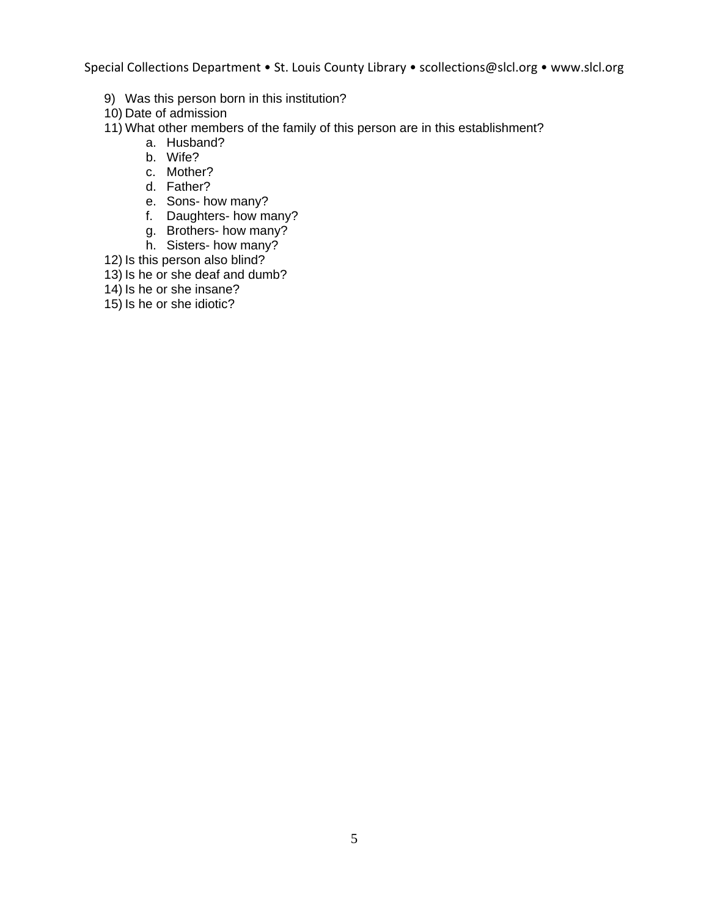9) Was this person born in this institution?
10) Date of admission
11) What other members of the family of this person are in this establishment?
    a. Husband?
    b. Wife?
    c. Mother?
    d. Father?
    e. Sons- how many?
    f. Daughters- how many?
    g. Brothers- how many?
    h. Sisters- how many?
12) Is this person also blind?
13) Is he or she deaf and dumb?
14) Is he or she insane?
15) Is he or she idiotic?